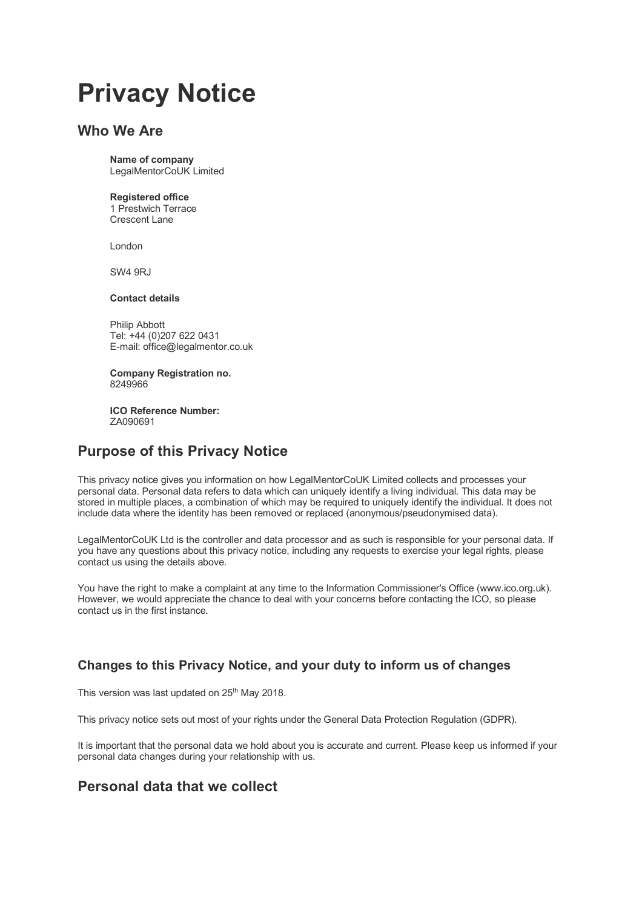# Privacy Notice

## Who We Are

**Name of company**
LegalMentorCoUK Limited

**Registered office**
1 Prestwich Terrace
Crescent Lane

London

SW4 9RJ

**Contact details**

Philip Abbott
Tel: +44 (0)207 622 0431
E-mail: office@legalmentor.co.uk

**Company Registration no.**
8249966

**ICO Reference Number:**
ZA090691

## Purpose of this Privacy Notice

This privacy notice gives you information on how LegalMentorCoUK Limited collects and processes your personal data. Personal data refers to data which can uniquely identify a living individual. This data may be stored in multiple places, a combination of which may be required to uniquely identify the individual. It does not include data where the identity has been removed or replaced (anonymous/pseudonymised data).

LegalMentorCoUK Ltd is the controller and data processor and as such is responsible for your personal data. If you have any questions about this privacy notice, including any requests to exercise your legal rights, please contact us using the details above.

You have the right to make a complaint at any time to the Information Commissioner's Office (www.ico.org.uk). However, we would appreciate the chance to deal with your concerns before contacting the ICO, so please contact us in the first instance.

### Changes to this Privacy Notice, and your duty to inform us of changes

This version was last updated on 25th May 2018.

This privacy notice sets out most of your rights under the General Data Protection Regulation (GDPR).

It is important that the personal data we hold about you is accurate and current. Please keep us informed if your personal data changes during your relationship with us.

## Personal data that we collect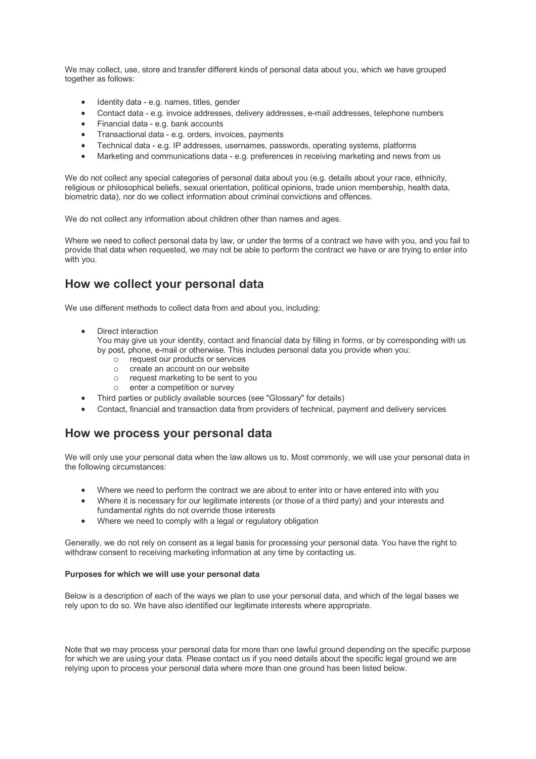We may collect, use, store and transfer different kinds of personal data about you, which we have grouped together as follows:

- Identity data - e.g. names, titles, gender
- Contact data - e.g. invoice addresses, delivery addresses, e-mail addresses, telephone numbers
- Financial data - e.g. bank accounts
- Transactional data - e.g. orders, invoices, payments
- Technical data - e.g. IP addresses, usernames, passwords, operating systems, platforms
- Marketing and communications data - e.g. preferences in receiving marketing and news from us

We do not collect any special categories of personal data about you (e.g. details about your race, ethnicity, religious or philosophical beliefs, sexual orientation, political opinions, trade union membership, health data, biometric data), nor do we collect information about criminal convictions and offences.

We do not collect any information about children other than names and ages.

Where we need to collect personal data by law, or under the terms of a contract we have with you, and you fail to provide that data when requested, we may not be able to perform the contract we have or are trying to enter into with you.

## How we collect your personal data

We use different methods to collect data from and about you, including:

- Direct interaction
  You may give us your identity, contact and financial data by filling in forms, or by corresponding with us by post, phone, e-mail or otherwise. This includes personal data you provide when you:
    - request our products or services
    - create an account on our website
    - request marketing to be sent to you
    - enter a competition or survey
- Third parties or publicly available sources (see "Glossary" for details)
- Contact, financial and transaction data from providers of technical, payment and delivery services

## How we process your personal data

We will only use your personal data when the law allows us to. Most commonly, we will use your personal data in the following circumstances:

- Where we need to perform the contract we are about to enter into or have entered into with you
- Where it is necessary for our legitimate interests (or those of a third party) and your interests and fundamental rights do not override those interests
- Where we need to comply with a legal or regulatory obligation

Generally, we do not rely on consent as a legal basis for processing your personal data. You have the right to withdraw consent to receiving marketing information at any time by contacting us.

**Purposes for which we will use your personal data**

Below is a description of each of the ways we plan to use your personal data, and which of the legal bases we rely upon to do so. We have also identified our legitimate interests where appropriate.

Note that we may process your personal data for more than one lawful ground depending on the specific purpose for which we are using your data. Please contact us if you need details about the specific legal ground we are relying upon to process your personal data where more than one ground has been listed below.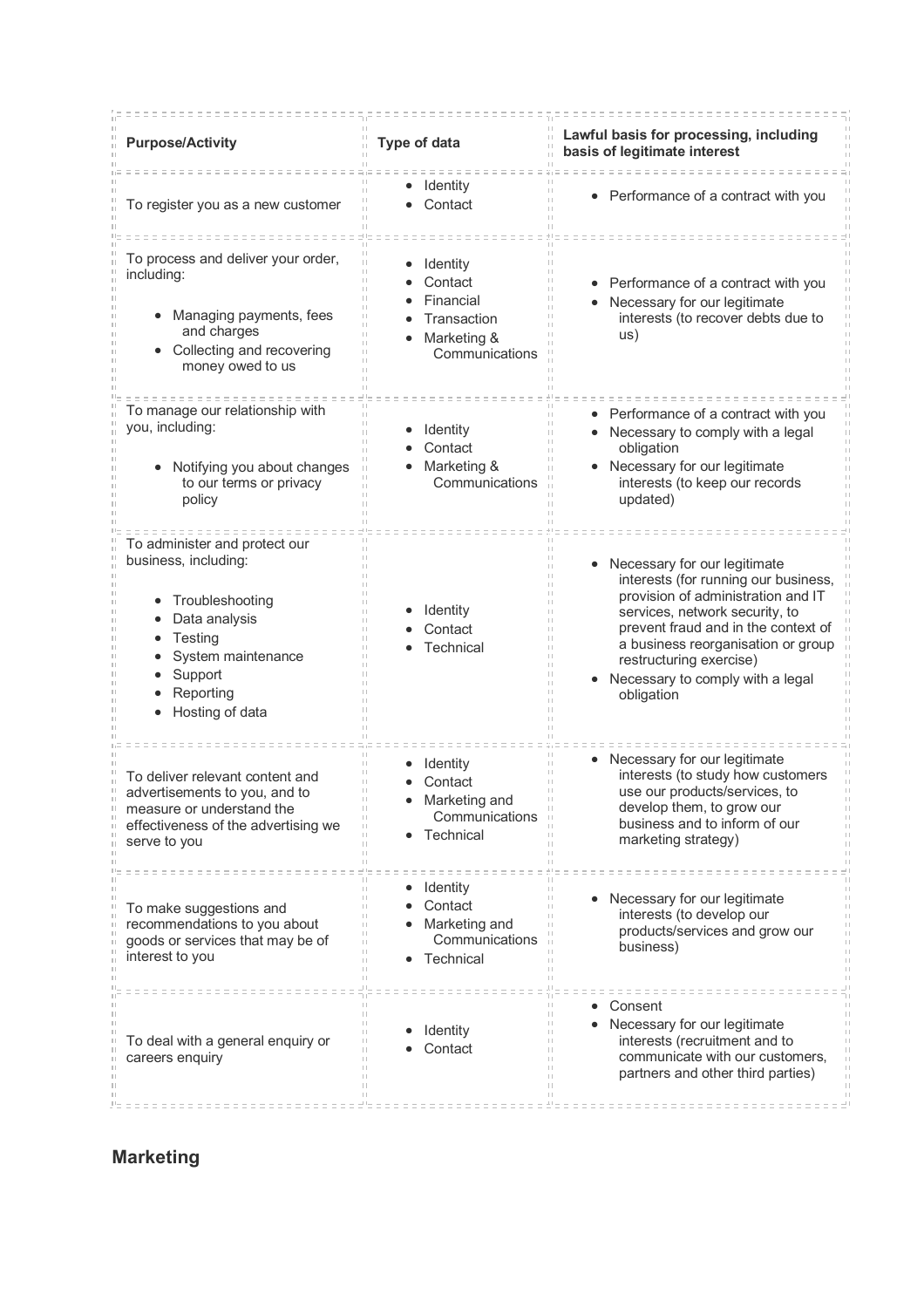| Purpose/Activity | Type of data | Lawful basis for processing, including basis of legitimate interest |
|---|---|---|
| To register you as a new customer | • Identity<br>• Contact | • Performance of a contract with you |
| To process and deliver your order, including:<br><br>• Managing payments, fees and charges<br>• Collecting and recovering money owed to us | • Identity<br>• Contact<br>• Financial<br>• Transaction<br>• Marketing & Communications | • Performance of a contract with you<br>• Necessary for our legitimate interests (to recover debts due to us) |
| To manage our relationship with you, including:<br><br>• Notifying you about changes to our terms or privacy policy | • Identity<br>• Contact<br>• Marketing & Communications | • Performance of a contract with you<br>• Necessary to comply with a legal obligation<br>• Necessary for our legitimate interests (to keep our records updated) |
| To administer and protect our business, including:<br><br>• Troubleshooting<br>• Data analysis<br>• Testing<br>• System maintenance<br>• Support<br>• Reporting<br>• Hosting of data | • Identity<br>• Contact<br>• Technical | • Necessary for our legitimate interests (for running our business, provision of administration and IT services, network security, to prevent fraud and in the context of a business reorganisation or group restructuring exercise)<br>• Necessary to comply with a legal obligation |
| To deliver relevant content and advertisements to you, and to measure or understand the effectiveness of the advertising we serve to you | • Identity<br>• Contact<br>• Marketing and Communications<br>• Technical | • Necessary for our legitimate interests (to study how customers use our products/services, to develop them, to grow our business and to inform of our marketing strategy) |
| To make suggestions and recommendations to you about goods or services that may be of interest to you | • Identity<br>• Contact<br>• Marketing and Communications<br>• Technical | • Necessary for our legitimate interests (to develop our products/services and grow our business) |
| To deal with a general enquiry or careers enquiry | • Identity<br>• Contact | • Consent<br>• Necessary for our legitimate interests (recruitment and to communicate with our customers, partners and other third parties) |

## Marketing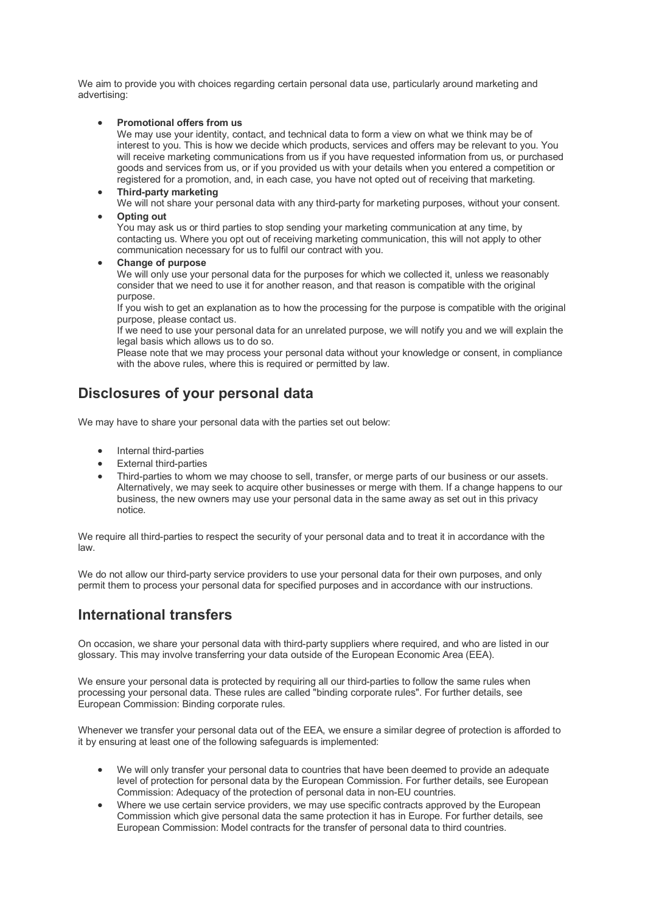We aim to provide you with choices regarding certain personal data use, particularly around marketing and advertising:

- **Promotional offers from us**
  We may use your identity, contact, and technical data to form a view on what we think may be of interest to you. This is how we decide which products, services and offers may be relevant to you. You will receive marketing communications from us if you have requested information from us, or purchased goods and services from us, or if you provided us with your details when you entered a competition or registered for a promotion, and, in each case, you have not opted out of receiving that marketing.
- **Third-party marketing**
  We will not share your personal data with any third-party for marketing purposes, without your consent.
- **Opting out**
  You may ask us or third parties to stop sending your marketing communication at any time, by contacting us. Where you opt out of receiving marketing communication, this will not apply to other communication necessary for us to fulfil our contract with you.
- **Change of purpose**
  We will only use your personal data for the purposes for which we collected it, unless we reasonably consider that we need to use it for another reason, and that reason is compatible with the original purpose.
  If you wish to get an explanation as to how the processing for the purpose is compatible with the original purpose, please contact us.
  If we need to use your personal data for an unrelated purpose, we will notify you and we will explain the legal basis which allows us to do so.
  Please note that we may process your personal data without your knowledge or consent, in compliance with the above rules, where this is required or permitted by law.

## Disclosures of your personal data

We may have to share your personal data with the parties set out below:

- Internal third-parties
- External third-parties
- Third-parties to whom we may choose to sell, transfer, or merge parts of our business or our assets. Alternatively, we may seek to acquire other businesses or merge with them. If a change happens to our business, the new owners may use your personal data in the same away as set out in this privacy notice.

We require all third-parties to respect the security of your personal data and to treat it in accordance with the law.

We do not allow our third-party service providers to use your personal data for their own purposes, and only permit them to process your personal data for specified purposes and in accordance with our instructions.

## International transfers

On occasion, we share your personal data with third-party suppliers where required, and who are listed in our glossary. This may involve transferring your data outside of the European Economic Area (EEA).

We ensure your personal data is protected by requiring all our third-parties to follow the same rules when processing your personal data. These rules are called "binding corporate rules". For further details, see European Commission: Binding corporate rules.

Whenever we transfer your personal data out of the EEA, we ensure a similar degree of protection is afforded to it by ensuring at least one of the following safeguards is implemented:

- We will only transfer your personal data to countries that have been deemed to provide an adequate level of protection for personal data by the European Commission. For further details, see European Commission: Adequacy of the protection of personal data in non-EU countries.
- Where we use certain service providers, we may use specific contracts approved by the European Commission which give personal data the same protection it has in Europe. For further details, see European Commission: Model contracts for the transfer of personal data to third countries.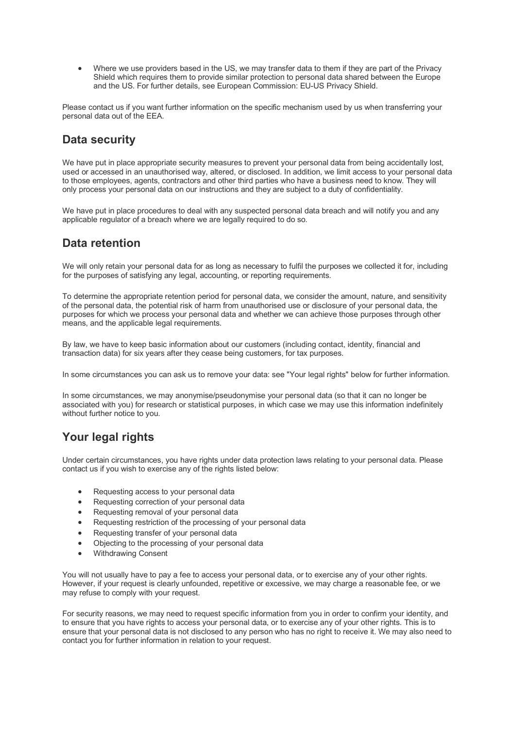- Where we use providers based in the US, we may transfer data to them if they are part of the Privacy Shield which requires them to provide similar protection to personal data shared between the Europe and the US. For further details, see European Commission: EU-US Privacy Shield.

Please contact us if you want further information on the specific mechanism used by us when transferring your personal data out of the EEA.

## Data security

We have put in place appropriate security measures to prevent your personal data from being accidentally lost, used or accessed in an unauthorised way, altered, or disclosed. In addition, we limit access to your personal data to those employees, agents, contractors and other third parties who have a business need to know. They will only process your personal data on our instructions and they are subject to a duty of confidentiality.

We have put in place procedures to deal with any suspected personal data breach and will notify you and any applicable regulator of a breach where we are legally required to do so.

## Data retention

We will only retain your personal data for as long as necessary to fulfil the purposes we collected it for, including for the purposes of satisfying any legal, accounting, or reporting requirements.

To determine the appropriate retention period for personal data, we consider the amount, nature, and sensitivity of the personal data, the potential risk of harm from unauthorised use or disclosure of your personal data, the purposes for which we process your personal data and whether we can achieve those purposes through other means, and the applicable legal requirements.

By law, we have to keep basic information about our customers (including contact, identity, financial and transaction data) for six years after they cease being customers, for tax purposes.

In some circumstances you can ask us to remove your data: see "Your legal rights" below for further information.

In some circumstances, we may anonymise/pseudonymise your personal data (so that it can no longer be associated with you) for research or statistical purposes, in which case we may use this information indefinitely without further notice to you.

## Your legal rights

Under certain circumstances, you have rights under data protection laws relating to your personal data. Please contact us if you wish to exercise any of the rights listed below:

- Requesting access to your personal data
- Requesting correction of your personal data
- Requesting removal of your personal data
- Requesting restriction of the processing of your personal data
- Requesting transfer of your personal data
- Objecting to the processing of your personal data
- Withdrawing Consent

You will not usually have to pay a fee to access your personal data, or to exercise any of your other rights. However, if your request is clearly unfounded, repetitive or excessive, we may charge a reasonable fee, or we may refuse to comply with your request.

For security reasons, we may need to request specific information from you in order to confirm your identity, and to ensure that you have rights to access your personal data, or to exercise any of your other rights. This is to ensure that your personal data is not disclosed to any person who has no right to receive it. We may also need to contact you for further information in relation to your request.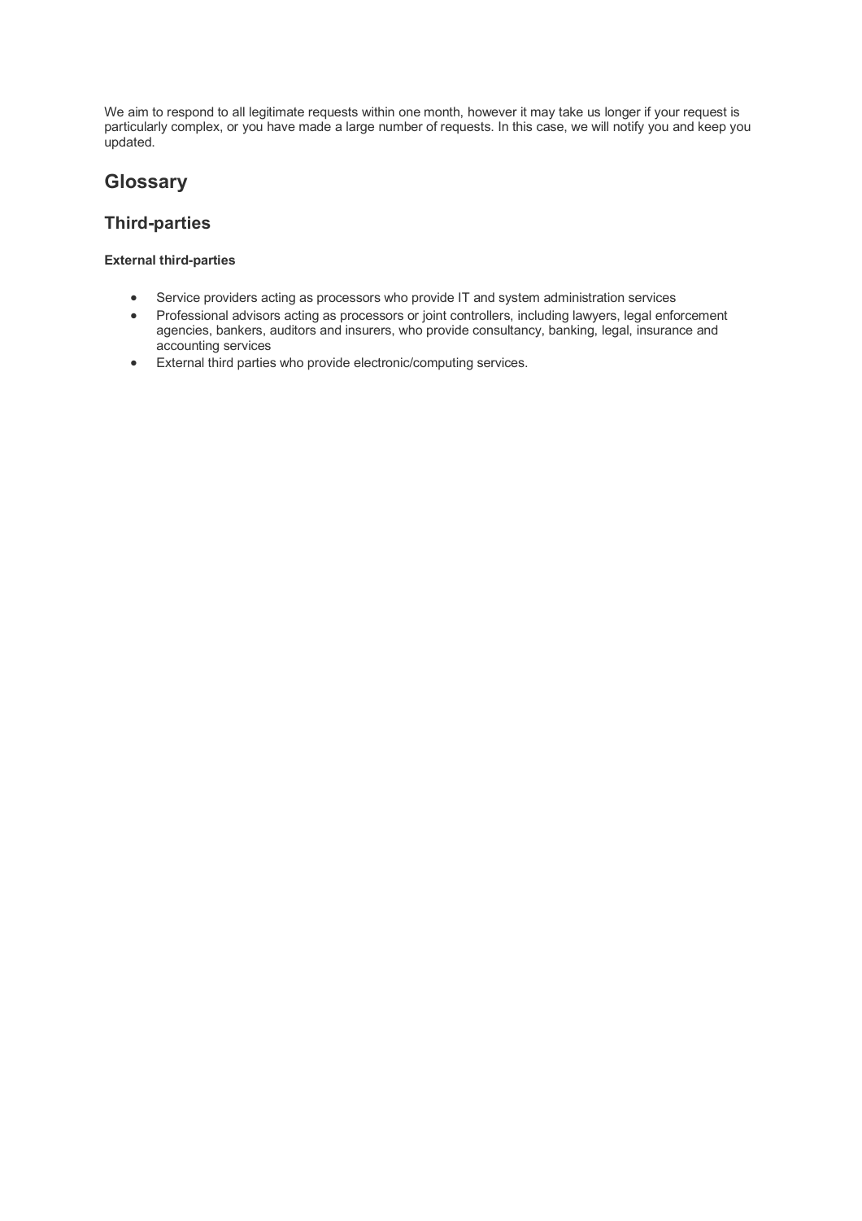We aim to respond to all legitimate requests within one month, however it may take us longer if your request is particularly complex, or you have made a large number of requests. In this case, we will notify you and keep you updated.

## Glossary

### Third-parties

**External third-parties**

- Service providers acting as processors who provide IT and system administration services
- Professional advisors acting as processors or joint controllers, including lawyers, legal enforcement agencies, bankers, auditors and insurers, who provide consultancy, banking, legal, insurance and accounting services
- External third parties who provide electronic/computing services.